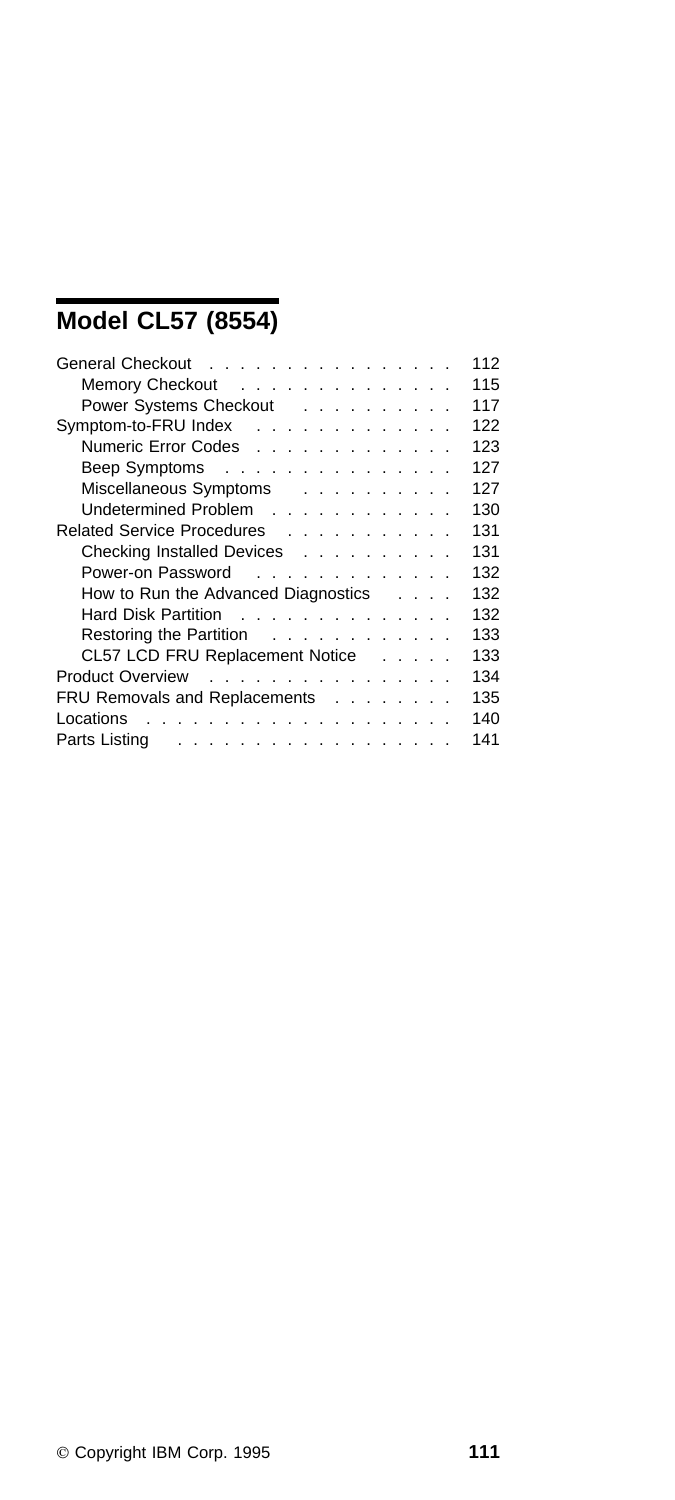# Model CL57 (8554)

| | |
|---|---|
| General Checkout | 112 |
| Memory Checkout | 115 |
| Power Systems Checkout | 117 |
| Symptom-to-FRU Index | 122 |
| Numeric Error Codes | 123 |
| Beep Symptoms | 127 |
| Miscellaneous Symptoms | 127 |
| Undetermined Problem | 130 |
| Related Service Procedures | 131 |
| Checking Installed Devices | 131 |
| Power-on Password | 132 |
| How to Run the Advanced Diagnostics | 132 |
| Hard Disk Partition | 132 |
| Restoring the Partition | 133 |
| CL57 LCD FRU Replacement Notice | 133 |
| Product Overview | 134 |
| FRU Removals and Replacements | 135 |
| Locations | 140 |
| Parts Listing | 141 |

© Copyright IBM Corp. 1995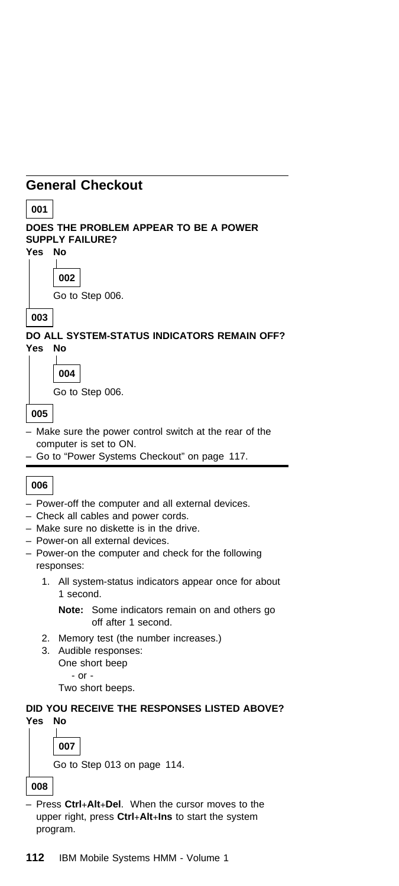## General Checkout

**001**

**DOES THE PROBLEM APPEAR TO BE A POWER SUPPLY FAILURE?**

**Yes No**

**002**

Go to Step 006.

**003**

**DO ALL SYSTEM-STATUS INDICATORS REMAIN OFF?**

**Yes No**

**004**

Go to Step 006.

**005**

- Make sure the power control switch at the rear of the computer is set to ON.
- Go to "Power Systems Checkout" on page 117.

---

**006**

- Power-off the computer and all external devices.
- Check all cables and power cords.
- Make sure no diskette is in the drive.
- Power-on all external devices.
- Power-on the computer and check for the following responses:
  1. All system-status indicators appear once for about 1 second.

     **Note:** Some indicators remain on and others go off after 1 second.
  2. Memory test (the number increases.)
  3. Audible responses:

     One short beep

     - or -

     Two short beeps.

**DID YOU RECEIVE THE RESPONSES LISTED ABOVE?**

**Yes No**

**007**

Go to Step 013 on page 114.

**008**

- Press **Ctrl**+**Alt**+**Del**. When the cursor moves to the upper right, press **Ctrl**+**Alt**+**Ins** to start the system program.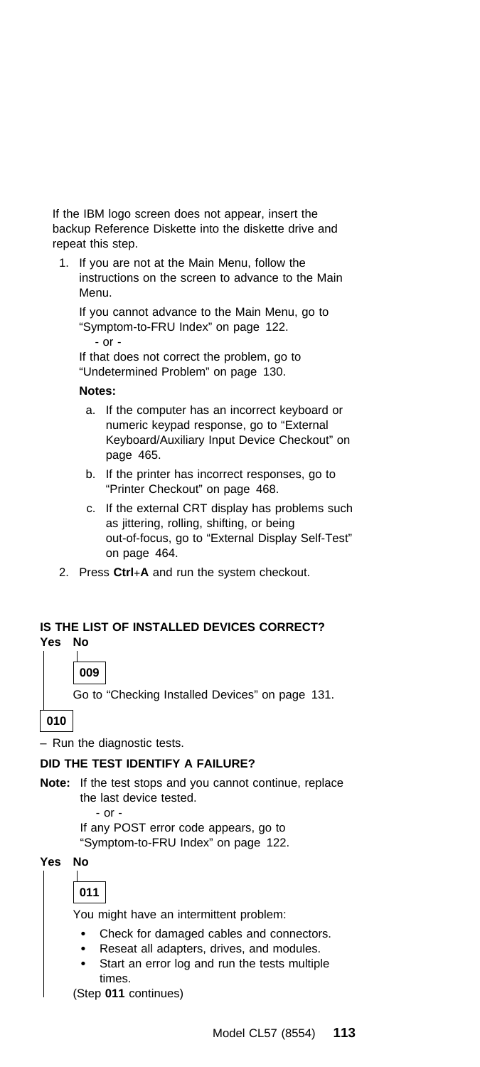If the IBM logo screen does not appear, insert the backup Reference Diskette into the diskette drive and repeat this step.

1. If you are not at the Main Menu, follow the instructions on the screen to advance to the Main Menu.

   If you cannot advance to the Main Menu, go to "Symptom-to-FRU Index" on page 122.

   - or -

   If that does not correct the problem, go to "Undetermined Problem" on page 130.

   **Notes:**

   a. If the computer has an incorrect keyboard or numeric keypad response, go to "External Keyboard/Auxiliary Input Device Checkout" on page 465.

   b. If the printer has incorrect responses, go to "Printer Checkout" on page 468.

   c. If the external CRT display has problems such as jittering, rolling, shifting, or being out-of-focus, go to "External Display Self-Test" on page 464.

2. Press **Ctrl**+**A** and run the system checkout.

**IS THE LIST OF INSTALLED DEVICES CORRECT?**

**Yes No**

**009**

Go to "Checking Installed Devices" on page 131.

**010**

– Run the diagnostic tests.

**DID THE TEST IDENTIFY A FAILURE?**

**Note:** If the test stops and you cannot continue, replace the last device tested.

- or -

If any POST error code appears, go to "Symptom-to-FRU Index" on page 122.

**Yes No**

**011**

You might have an intermittent problem:

- Check for damaged cables and connectors.
- Reseat all adapters, drives, and modules.
- Start an error log and run the tests multiple times.

(Step **011** continues)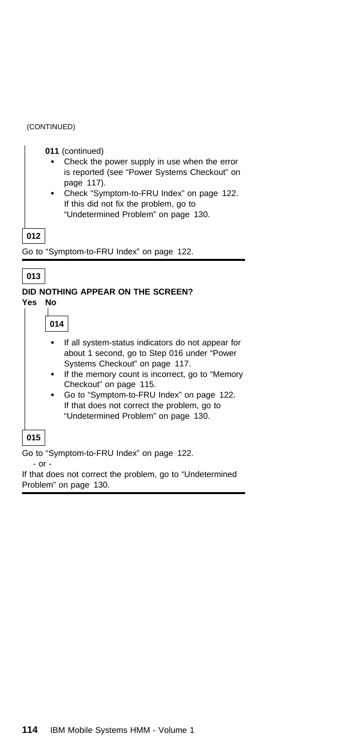(CONTINUED)

**011** (continued)

- Check the power supply in use when the error is reported (see "Power Systems Checkout" on page 117).
- Check "Symptom-to-FRU Index" on page 122. If this did not fix the problem, go to "Undetermined Problem" on page 130.

**012**

Go to "Symptom-to-FRU Index" on page 122.

---

**013**

**DID NOTHING APPEAR ON THE SCREEN?**

**Yes No**

**014**

- If all system-status indicators do not appear for about 1 second, go to Step 016 under "Power Systems Checkout" on page 117.
- If the memory count is incorrect, go to "Memory Checkout" on page 115.
- Go to "Symptom-to-FRU Index" on page 122. If that does not correct the problem, go to "Undetermined Problem" on page 130.

**015**

Go to "Symptom-to-FRU Index" on page 122.

- or -

If that does not correct the problem, go to "Undetermined Problem" on page 130.

---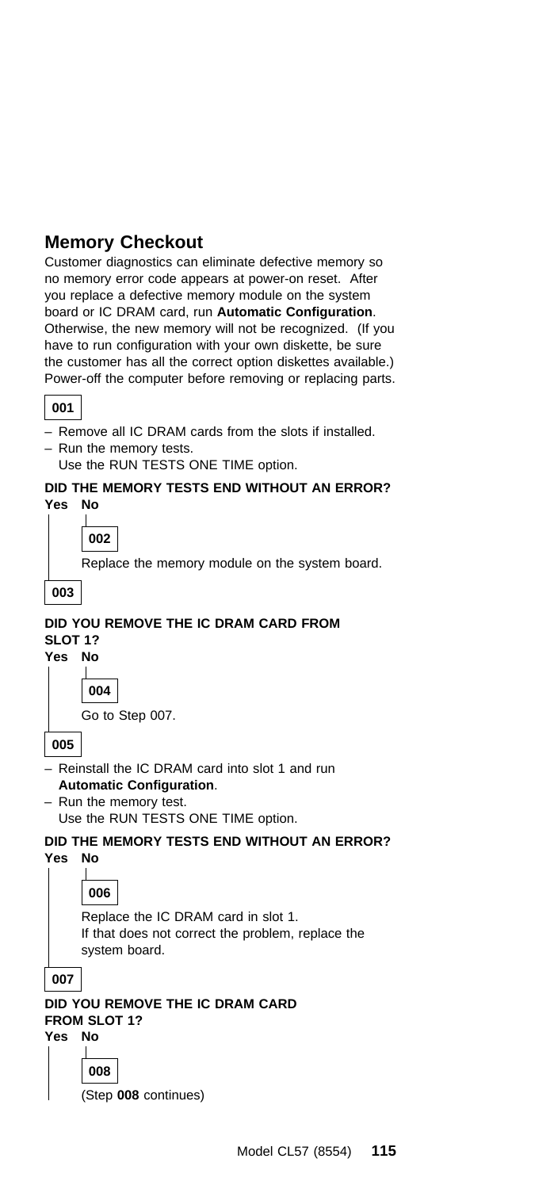## Memory Checkout

Customer diagnostics can eliminate defective memory so no memory error code appears at power-on reset. After you replace a defective memory module on the system board or IC DRAM card, run **Automatic Configuration**. Otherwise, the new memory will not be recognized. (If you have to run configuration with your own diskette, be sure the customer has all the correct option diskettes available.) Power-off the computer before removing or replacing parts.

**001**

- Remove all IC DRAM cards from the slots if installed.
- Run the memory tests.
  Use the RUN TESTS ONE TIME option.

**DID THE MEMORY TESTS END WITHOUT AN ERROR?**

**Yes No**

**002**

Replace the memory module on the system board.

**003**

**DID YOU REMOVE THE IC DRAM CARD FROM SLOT 1?**

**Yes No**

**004**

Go to Step 007.

**005**

- Reinstall the IC DRAM card into slot 1 and run **Automatic Configuration**.
- Run the memory test.
  Use the RUN TESTS ONE TIME option.

**DID THE MEMORY TESTS END WITHOUT AN ERROR?**

**Yes No**

**006**

Replace the IC DRAM card in slot 1.
If that does not correct the problem, replace the system board.

**007**

**DID YOU REMOVE THE IC DRAM CARD FROM SLOT 1?**

**Yes No**

**008**

(Step **008** continues)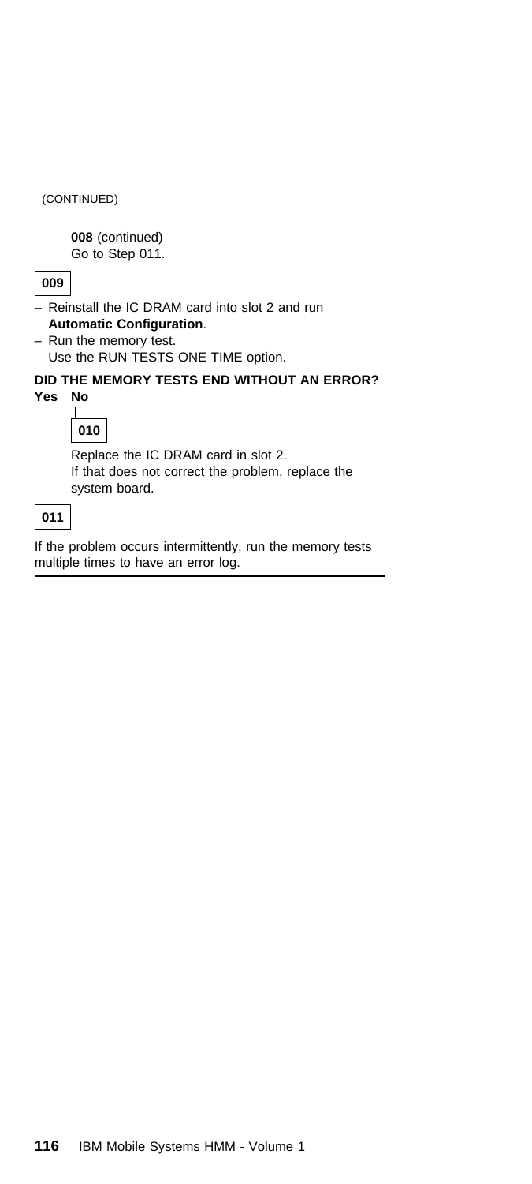(CONTINUED)

**008** (continued)
Go to Step 011.

**009**

- Reinstall the IC DRAM card into slot 2 and run **Automatic Configuration**.
- Run the memory test.
  Use the RUN TESTS ONE TIME option.

**DID THE MEMORY TESTS END WITHOUT AN ERROR?**

**Yes No**

**010**

Replace the IC DRAM card in slot 2.
If that does not correct the problem, replace the system board.

**011**

If the problem occurs intermittently, run the memory tests multiple times to have an error log.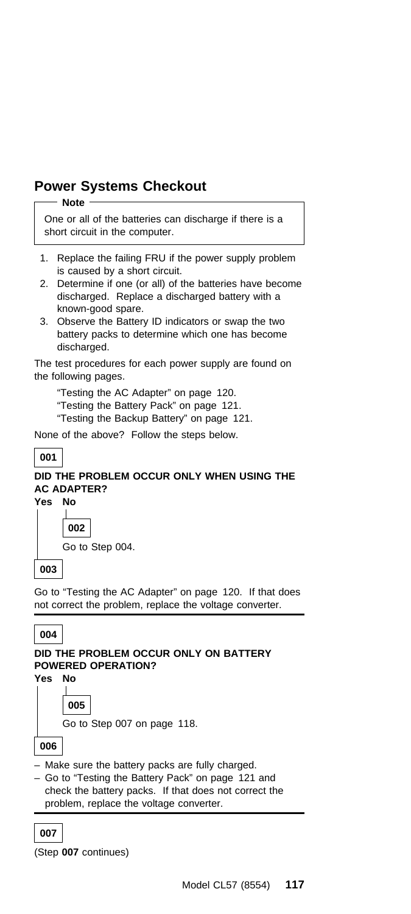## Power Systems Checkout

**Note**

One or all of the batteries can discharge if there is a short circuit in the computer.

1. Replace the failing FRU if the power supply problem is caused by a short circuit.
2. Determine if one (or all) of the batteries have become discharged. Replace a discharged battery with a known-good spare.
3. Observe the Battery ID indicators or swap the two battery packs to determine which one has become discharged.

The test procedures for each power supply are found on the following pages.

"Testing the AC Adapter" on page 120.
"Testing the Battery Pack" on page 121.
"Testing the Backup Battery" on page 121.

None of the above? Follow the steps below.

**001**

**DID THE PROBLEM OCCUR ONLY WHEN USING THE AC ADAPTER?**

**Yes No**

**002**

Go to Step 004.

**003**

Go to "Testing the AC Adapter" on page 120. If that does not correct the problem, replace the voltage converter.

---

**004**

**DID THE PROBLEM OCCUR ONLY ON BATTERY POWERED OPERATION?**

**Yes No**

**005**

Go to Step 007 on page 118.

**006**

- Make sure the battery packs are fully charged.
- Go to "Testing the Battery Pack" on page 121 and check the battery packs. If that does not correct the problem, replace the voltage converter.

---

**007**

(Step **007** continues)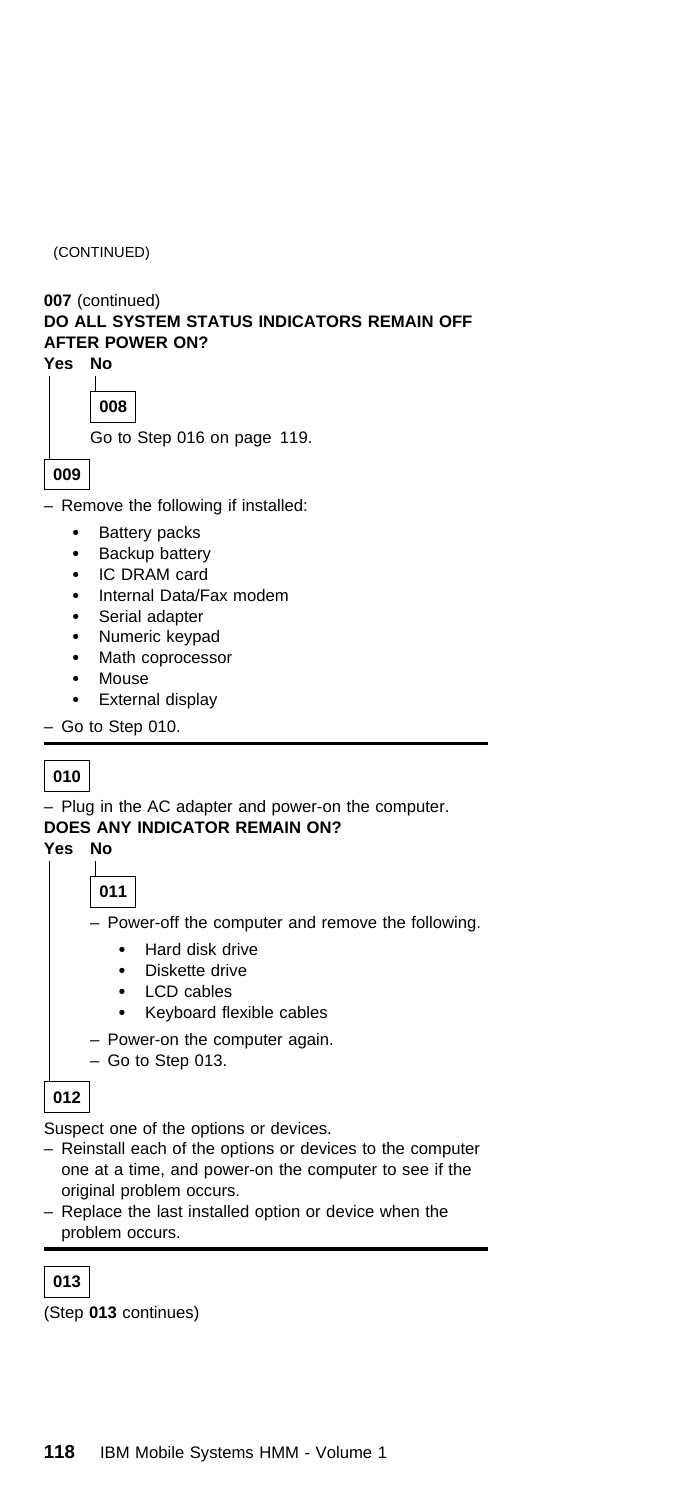(CONTINUED)

**007** (continued)
**DO ALL SYSTEM STATUS INDICATORS REMAIN OFF AFTER POWER ON?**

**Yes No**

**008**

Go to Step 016 on page 119.

**009**

– Remove the following if installed:

- Battery packs
- Backup battery
- IC DRAM card
- Internal Data/Fax modem
- Serial adapter
- Numeric keypad
- Math coprocessor
- Mouse
- External display

– Go to Step 010.

---

**010**

– Plug in the AC adapter and power-on the computer.
**DOES ANY INDICATOR REMAIN ON?**

**Yes No**

**011**

– Power-off the computer and remove the following.

- Hard disk drive
- Diskette drive
- LCD cables
- Keyboard flexible cables

– Power-on the computer again.
– Go to Step 013.

**012**

Suspect one of the options or devices.
– Reinstall each of the options or devices to the computer one at a time, and power-on the computer to see if the original problem occurs.
– Replace the last installed option or device when the problem occurs.

---

**013**

(Step **013** continues)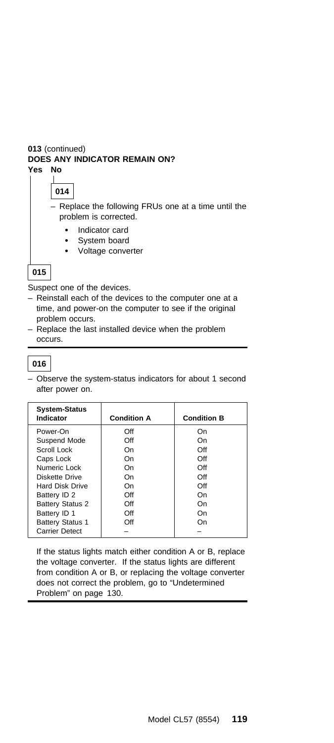**013** (continued)

**DOES ANY INDICATOR REMAIN ON?**

**Yes No**

**014**

– Replace the following FRUs one at a time until the problem is corrected.

- Indicator card
- System board
- Voltage converter

**015**

Suspect one of the devices.

– Reinstall each of the devices to the computer one at a time, and power-on the computer to see if the original problem occurs.

– Replace the last installed device when the problem occurs.

**016**

– Observe the system-status indicators for about 1 second after power on.

| System-Status Indicator | Condition A | Condition B |
|---|---|---|
| Power-On | Off | On |
| Suspend Mode | Off | On |
| Scroll Lock | On | Off |
| Caps Lock | On | Off |
| Numeric Lock | On | Off |
| Diskette Drive | On | Off |
| Hard Disk Drive | On | Off |
| Battery ID 2 | Off | On |
| Battery Status 2 | Off | On |
| Battery ID 1 | Off | On |
| Battery Status 1 | Off | On |
| Carrier Detect | – | – |

If the status lights match either condition A or B, replace the voltage converter. If the status lights are different from condition A or B, or replacing the voltage converter does not correct the problem, go to "Undetermined Problem" on page 130.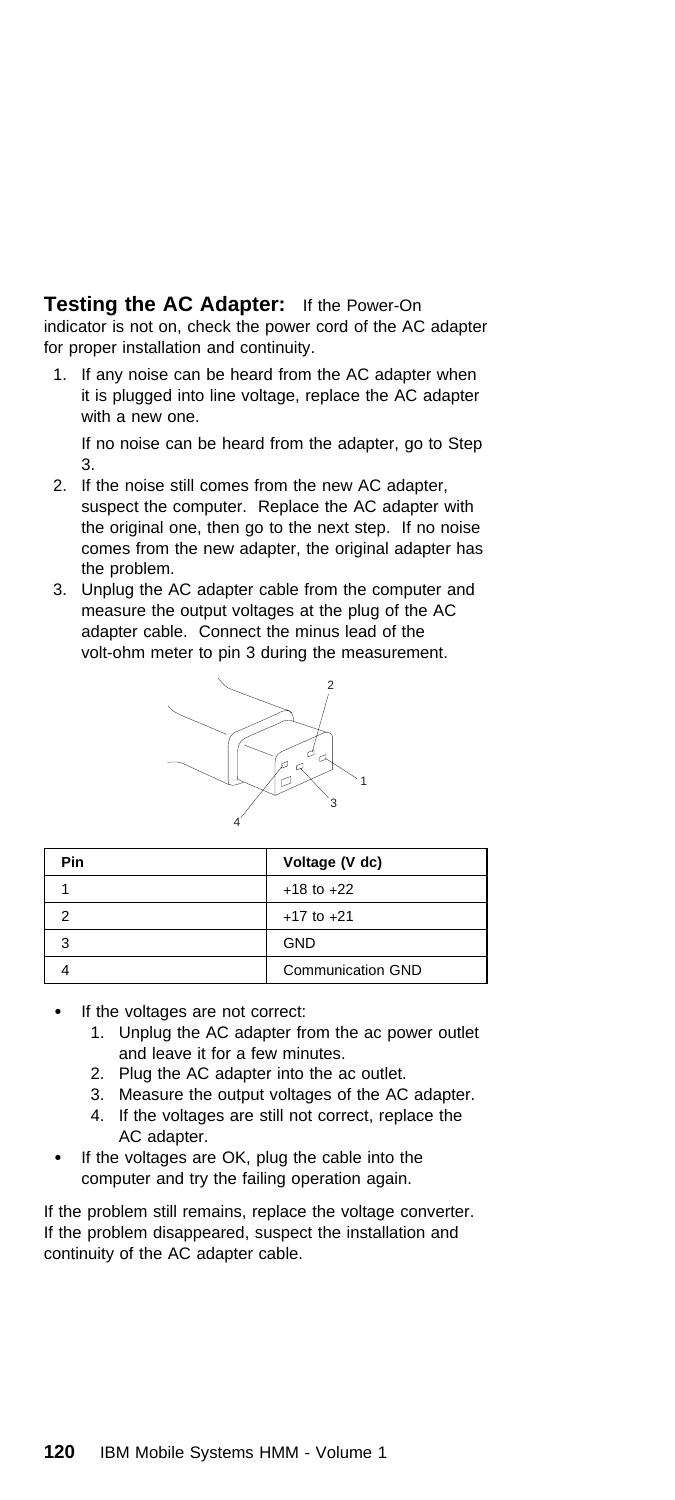**Testing the AC Adapter:** If the Power-On indicator is not on, check the power cord of the AC adapter for proper installation and continuity.

1. If any noise can be heard from the AC adapter when it is plugged into line voltage, replace the AC adapter with a new one.

   If no noise can be heard from the adapter, go to Step 3.
2. If the noise still comes from the new AC adapter, suspect the computer. Replace the AC adapter with the original one, then go to the next step. If no noise comes from the new adapter, the original adapter has the problem.
3. Unplug the AC adapter cable from the computer and measure the output voltages at the plug of the AC adapter cable. Connect the minus lead of the volt-ohm meter to pin 3 during the measurement.

| Pin | Voltage (V dc) |
|---|---|
| 1 | +18 to +22 |
| 2 | +17 to +21 |
| 3 | GND |
| 4 | Communication GND |

- If the voltages are not correct:
  1. Unplug the AC adapter from the ac power outlet and leave it for a few minutes.
  2. Plug the AC adapter into the ac outlet.
  3. Measure the output voltages of the AC adapter.
  4. If the voltages are still not correct, replace the AC adapter.
- If the voltages are OK, plug the cable into the computer and try the failing operation again.

If the problem still remains, replace the voltage converter. If the problem disappeared, suspect the installation and continuity of the AC adapter cable.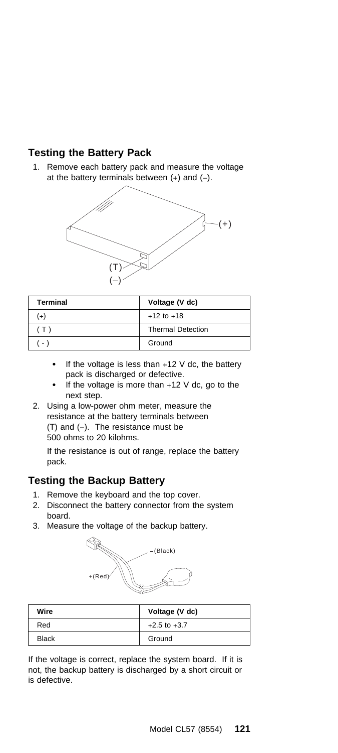## Testing the Battery Pack

1. Remove each battery pack and measure the voltage at the battery terminals between (+) and (–).

| Terminal | Voltage (V dc) |
|---|---|
| (+) | +12 to +18 |
| ( T ) | Thermal Detection |
| ( - ) | Ground |

   - If the voltage is less than +12 V dc, the battery pack is discharged or defective.
   - If the voltage is more than +12 V dc, go to the next step.

2. Using a low-power ohm meter, measure the resistance at the battery terminals between (T) and (–). The resistance must be 500 ohms to 20 kilohms.

   If the resistance is out of range, replace the battery pack.

## Testing the Backup Battery

1. Remove the keyboard and the top cover.
2. Disconnect the battery connector from the system board.
3. Measure the voltage of the backup battery.

| Wire | Voltage (V dc) |
|---|---|
| Red | +2.5 to +3.7 |
| Black | Ground |

If the voltage is correct, replace the system board. If it is not, the backup battery is discharged by a short circuit or is defective.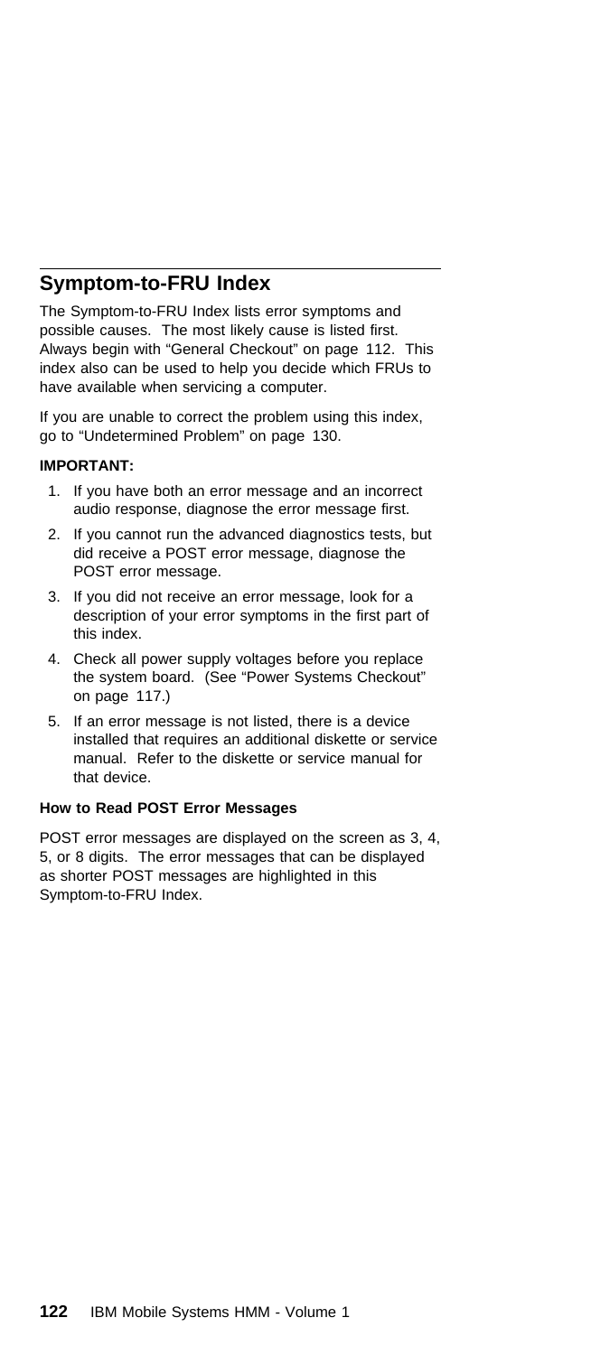## Symptom-to-FRU Index

The Symptom-to-FRU Index lists error symptoms and possible causes. The most likely cause is listed first. Always begin with "General Checkout" on page 112. This index also can be used to help you decide which FRUs to have available when servicing a computer.

If you are unable to correct the problem using this index, go to "Undetermined Problem" on page 130.

**IMPORTANT:**

1. If you have both an error message and an incorrect audio response, diagnose the error message first.
2. If you cannot run the advanced diagnostics tests, but did receive a POST error message, diagnose the POST error message.
3. If you did not receive an error message, look for a description of your error symptoms in the first part of this index.
4. Check all power supply voltages before you replace the system board. (See "Power Systems Checkout" on page 117.)
5. If an error message is not listed, there is a device installed that requires an additional diskette or service manual. Refer to the diskette or service manual for that device.

**How to Read POST Error Messages**

POST error messages are displayed on the screen as 3, 4, 5, or 8 digits. The error messages that can be displayed as shorter POST messages are highlighted in this Symptom-to-FRU Index.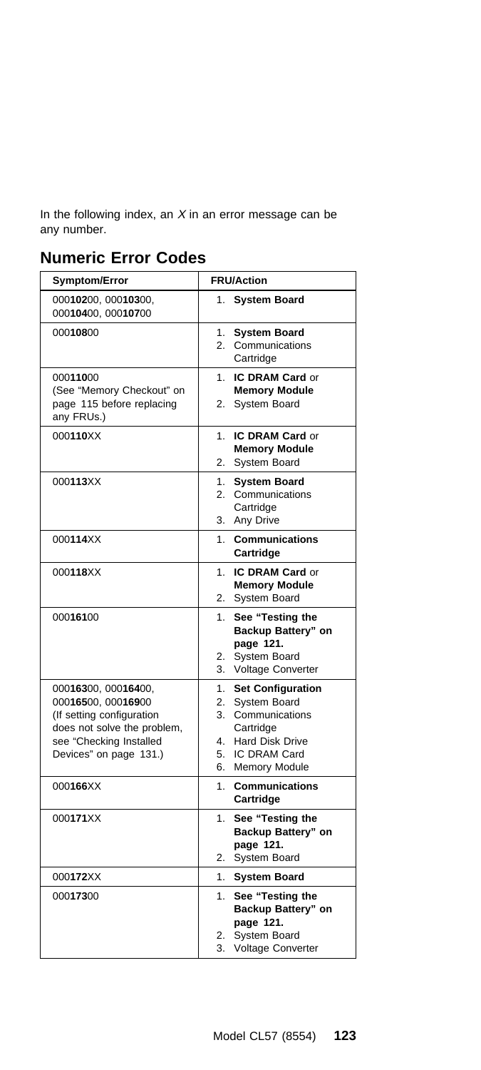In the following index, an *X* in an error message can be any number.

## Numeric Error Codes

| Symptom/Error | FRU/Action |
| --- | --- |
| 000**102**00, 000**103**00, 000**104**00, 000**107**00 | 1. **System Board** |
| 000**108**00 | 1. **System Board**<br>2. Communications Cartridge |
| 000**110**00<br>(See "Memory Checkout" on page 115 before replacing any FRUs.) | 1. **IC DRAM Card** or **Memory Module**<br>2. System Board |
| 000**110**XX | 1. **IC DRAM Card** or **Memory Module**<br>2. System Board |
| 000**113**XX | 1. **System Board**<br>2. Communications Cartridge<br>3. Any Drive |
| 000**114**XX | 1. **Communications Cartridge** |
| 000**118**XX | 1. **IC DRAM Card** or **Memory Module**<br>2. System Board |
| 000**161**00 | 1. **See "Testing the Backup Battery" on page 121.**<br>2. System Board<br>3. Voltage Converter |
| 000**163**00, 000**164**00, 000**165**00, 000**169**00<br>(If setting configuration does not solve the problem, see "Checking Installed Devices" on page 131.) | 1. **Set Configuration**<br>2. System Board<br>3. Communications Cartridge<br>4. Hard Disk Drive<br>5. IC DRAM Card<br>6. Memory Module |
| 000**166**XX | 1. **Communications Cartridge** |
| 000**171**XX | 1. **See "Testing the Backup Battery" on page 121.**<br>2. System Board |
| 000**172**XX | 1. **System Board** |
| 000**173**00 | 1. **See "Testing the Backup Battery" on page 121.**<br>2. System Board<br>3. Voltage Converter |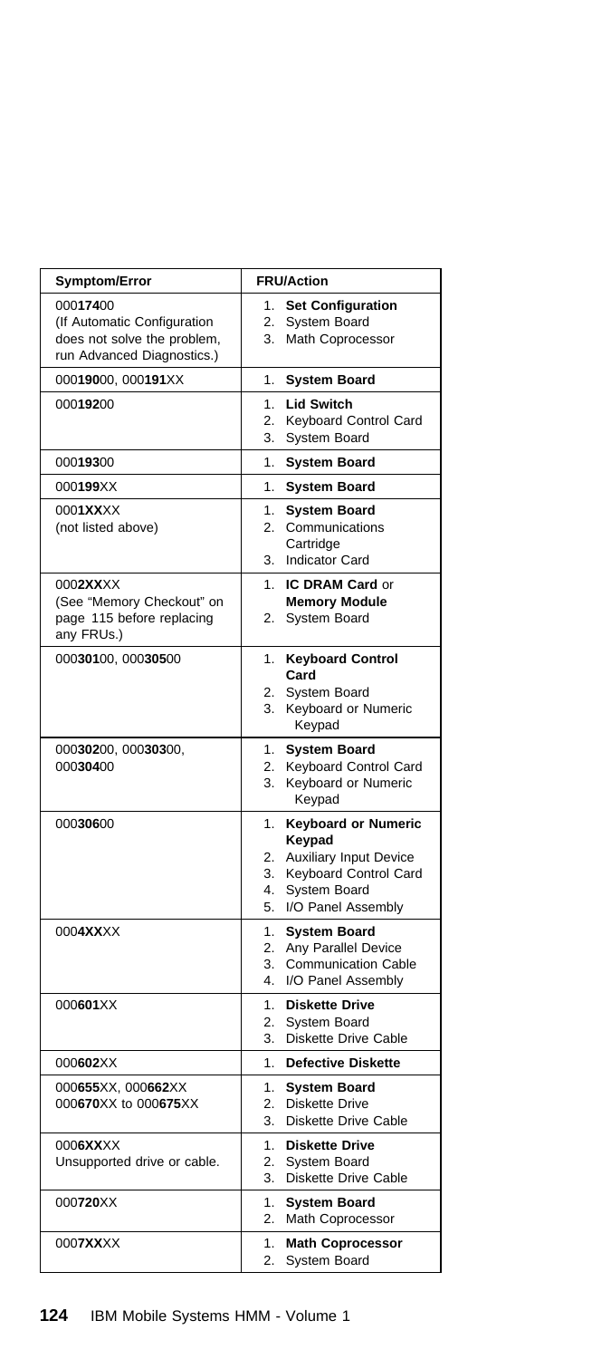| Symptom/Error | FRU/Action |
|---|---|
| 000**174**00 (If Automatic Configuration does not solve the problem, run Advanced Diagnostics.) | 1. **Set Configuration** 2. System Board 3. Math Coprocessor |
| 000**190**00, 000**191**XX | 1. **System Board** |
| 000**192**00 | 1. **Lid Switch** 2. Keyboard Control Card 3. System Board |
| 000**193**00 | 1. **System Board** |
| 000**199**XX | 1. **System Board** |
| 0001**XX**XX (not listed above) | 1. **System Board** 2. Communications Cartridge 3. Indicator Card |
| 0002**XX**XX (See "Memory Checkout" on page 115 before replacing any FRUs.) | 1. **IC DRAM Card** or **Memory Module** 2. System Board |
| 000**301**00, 000**305**00 | 1. **Keyboard Control Card** 2. System Board 3. Keyboard or Numeric Keypad |
| 000**302**00, 000**303**00, 000**304**00 | 1. **System Board** 2. Keyboard Control Card 3. Keyboard or Numeric Keypad |
| 000**306**00 | 1. **Keyboard or Numeric Keypad** 2. Auxiliary Input Device 3. Keyboard Control Card 4. System Board 5. I/O Panel Assembly |
| 0004**XX**XX | 1. **System Board** 2. Any Parallel Device 3. Communication Cable 4. I/O Panel Assembly |
| 000**601**XX | 1. **Diskette Drive** 2. System Board 3. Diskette Drive Cable |
| 000**602**XX | 1. **Defective Diskette** |
| 000**655**XX, 000**662**XX 000**670**XX to 000**675**XX | 1. **System Board** 2. Diskette Drive 3. Diskette Drive Cable |
| 0006**XX**XX Unsupported drive or cable. | 1. **Diskette Drive** 2. System Board 3. Diskette Drive Cable |
| 000**720**XX | 1. **System Board** 2. Math Coprocessor |
| 0007**XX**XX | 1. **Math Coprocessor** 2. System Board |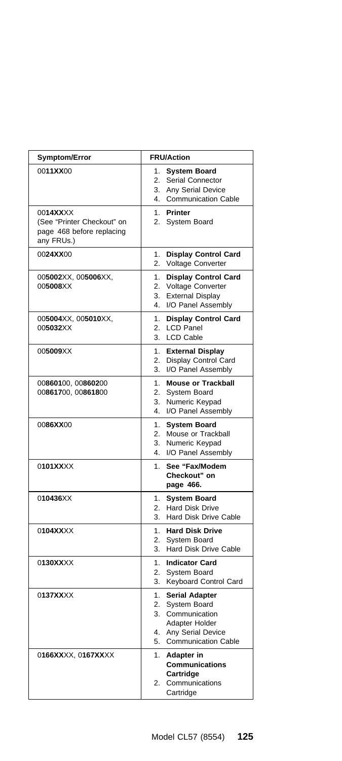| Symptom/Error | FRU/Action |
|---|---|
| 00**11XX**00 | 1. **System Board**<br>2. Serial Connector<br>3. Any Serial Device<br>4. Communication Cable |
| 00**14XX**XX<br>(See "Printer Checkout" on page 468 before replacing any FRUs.) | 1. **Printer**<br>2. System Board |
| 00**24XX**00 | 1. **Display Control Card**<br>2. Voltage Converter |
| 00**5002**XX, 00**5006**XX, 00**5008**XX | 1. **Display Control Card**<br>2. Voltage Converter<br>3. External Display<br>4. I/O Panel Assembly |
| 00**5004**XX, 00**5010**XX, 00**5032**XX | 1. **Display Control Card**<br>2. LCD Panel<br>3. LCD Cable |
| 00**5009**XX | 1. **External Display**<br>2. Display Control Card<br>3. I/O Panel Assembly |
| 00**8601**00, 00**8602**00<br>00**8617**00, 00**8618**00 | 1. **Mouse or Trackball**<br>2. System Board<br>3. Numeric Keypad<br>4. I/O Panel Assembly |
| 00**86XX**00 | 1. **System Board**<br>2. Mouse or Trackball<br>3. Numeric Keypad<br>4. I/O Panel Assembly |
| 0**101XX**XX | 1. **See "Fax/Modem Checkout" on page 466.** |
| 0**10436**XX | 1. **System Board**<br>2. Hard Disk Drive<br>3. Hard Disk Drive Cable |
| 0**104XX**XX | 1. **Hard Disk Drive**<br>2. System Board<br>3. Hard Disk Drive Cable |
| 0**130XX**XX | 1. **Indicator Card**<br>2. System Board<br>3. Keyboard Control Card |
| 0**137XX**XX | 1. **Serial Adapter**<br>2. System Board<br>3. Communication Adapter Holder<br>4. Any Serial Device<br>5. Communication Cable |
| 0**166XX**XX, 0**167XX**XX | 1. **Adapter in Communications Cartridge**<br>2. Communications Cartridge |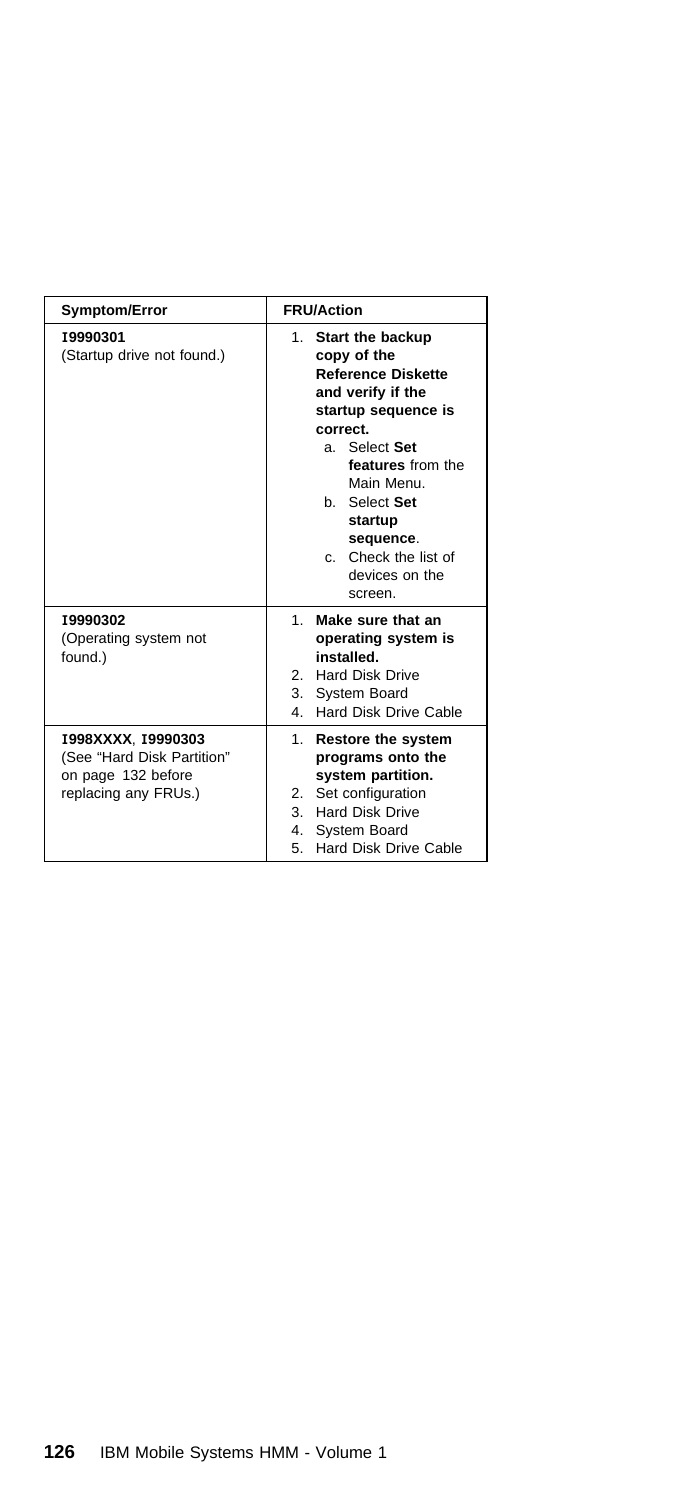| Symptom/Error | FRU/Action |
|---|---|
| **I9990301** (Startup drive not found.) | 1. **Start the backup copy of the Reference Diskette and verify if the startup sequence is correct.** a. Select **Set features** from the Main Menu. b. Select **Set startup sequence**. c. Check the list of devices on the screen. |
| **I9990302** (Operating system not found.) | 1. **Make sure that an operating system is installed.** 2. Hard Disk Drive 3. System Board 4. Hard Disk Drive Cable |
| **I998XXXX**, **I9990303** (See "Hard Disk Partition" on page 132 before replacing any FRUs.) | 1. **Restore the system programs onto the system partition.** 2. Set configuration 3. Hard Disk Drive 4. System Board 5. Hard Disk Drive Cable |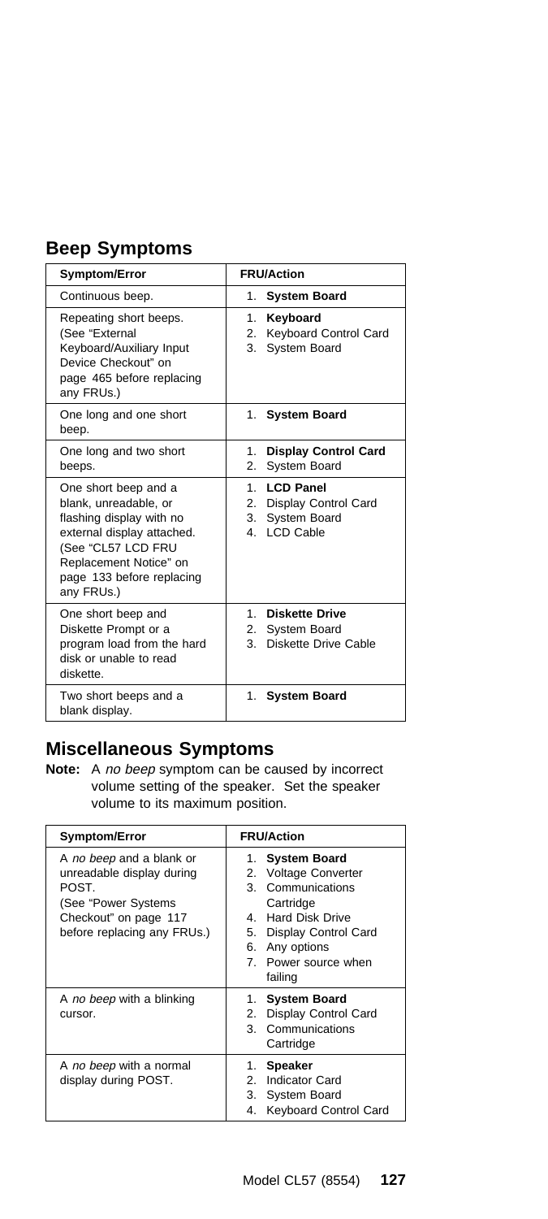## Beep Symptoms

| Symptom/Error | FRU/Action |
|---|---|
| Continuous beep. | 1. **System Board** |
| Repeating short beeps. (See "External Keyboard/Auxiliary Input Device Checkout" on page 465 before replacing any FRUs.) | 1. **Keyboard**<br>2. Keyboard Control Card<br>3. System Board |
| One long and one short beep. | 1. **System Board** |
| One long and two short beeps. | 1. **Display Control Card**<br>2. System Board |
| One short beep and a blank, unreadable, or flashing display with no external display attached. (See "CL57 LCD FRU Replacement Notice" on page 133 before replacing any FRUs.) | 1. **LCD Panel**<br>2. Display Control Card<br>3. System Board<br>4. LCD Cable |
| One short beep and Diskette Prompt or a program load from the hard disk or unable to read diskette. | 1. **Diskette Drive**<br>2. System Board<br>3. Diskette Drive Cable |
| Two short beeps and a blank display. | 1. **System Board** |

## Miscellaneous Symptoms

**Note:** A *no beep* symptom can be caused by incorrect volume setting of the speaker. Set the speaker volume to its maximum position.

| Symptom/Error | FRU/Action |
|---|---|
| A *no beep* and a blank or unreadable display during POST. (See "Power Systems Checkout" on page 117 before replacing any FRUs.) | 1. **System Board**<br>2. Voltage Converter<br>3. Communications Cartridge<br>4. Hard Disk Drive<br>5. Display Control Card<br>6. Any options<br>7. Power source when failing |
| A *no beep* with a blinking cursor. | 1. **System Board**<br>2. Display Control Card<br>3. Communications Cartridge |
| A *no beep* with a normal display during POST. | 1. **Speaker**<br>2. Indicator Card<br>3. System Board<br>4. Keyboard Control Card |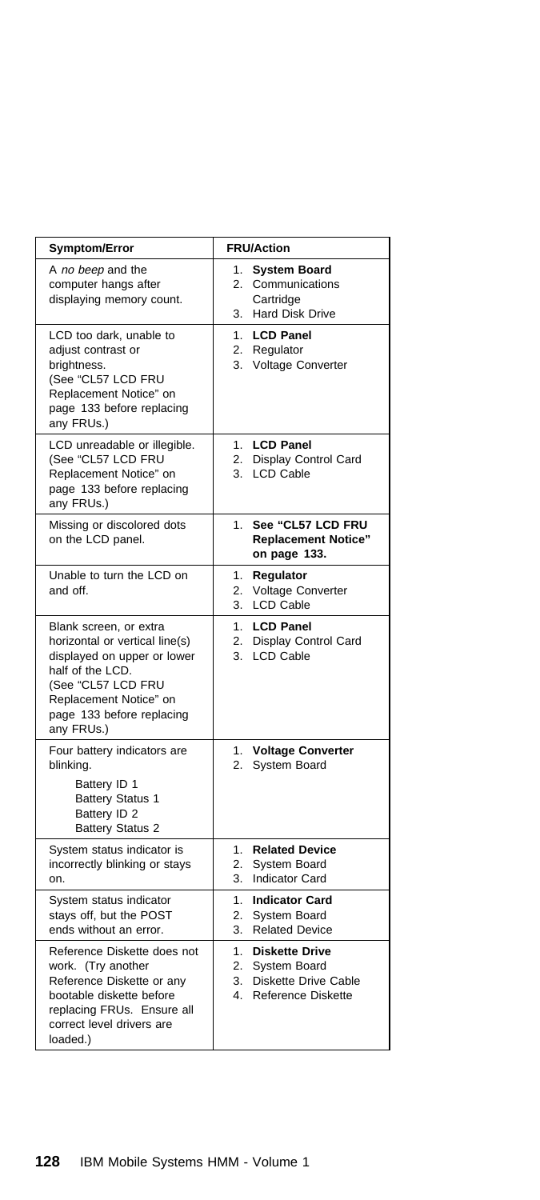| Symptom/Error | FRU/Action |
| --- | --- |
| A *no beep* and the computer hangs after displaying memory count. | 1. **System Board**<br>2. Communications Cartridge<br>3. Hard Disk Drive |
| LCD too dark, unable to adjust contrast or brightness. (See "CL57 LCD FRU Replacement Notice" on page 133 before replacing any FRUs.) | 1. **LCD Panel**<br>2. Regulator<br>3. Voltage Converter |
| LCD unreadable or illegible. (See "CL57 LCD FRU Replacement Notice" on page 133 before replacing any FRUs.) | 1. **LCD Panel**<br>2. Display Control Card<br>3. LCD Cable |
| Missing or discolored dots on the LCD panel. | 1. **See "CL57 LCD FRU Replacement Notice" on page 133.** |
| Unable to turn the LCD on and off. | 1. **Regulator**<br>2. Voltage Converter<br>3. LCD Cable |
| Blank screen, or extra horizontal or vertical line(s) displayed on upper or lower half of the LCD. (See "CL57 LCD FRU Replacement Notice" on page 133 before replacing any FRUs.) | 1. **LCD Panel**<br>2. Display Control Card<br>3. LCD Cable |
| Four battery indicators are blinking.<br>Battery ID 1<br>Battery Status 1<br>Battery ID 2<br>Battery Status 2 | 1. **Voltage Converter**<br>2. System Board |
| System status indicator is incorrectly blinking or stays on. | 1. **Related Device**<br>2. System Board<br>3. Indicator Card |
| System status indicator stays off, but the POST ends without an error. | 1. **Indicator Card**<br>2. System Board<br>3. Related Device |
| Reference Diskette does not work. (Try another Reference Diskette or any bootable diskette before replacing FRUs. Ensure all correct level drivers are loaded.) | 1. **Diskette Drive**<br>2. System Board<br>3. Diskette Drive Cable<br>4. Reference Diskette |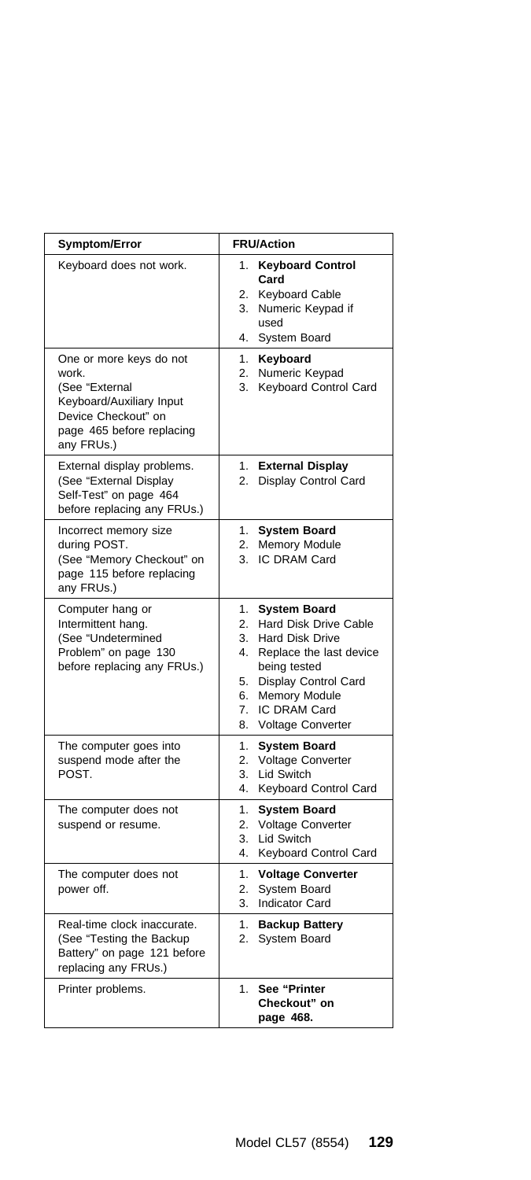| Symptom/Error | FRU/Action |
|---|---|
| Keyboard does not work. | 1. **Keyboard Control Card**<br>2. Keyboard Cable<br>3. Numeric Keypad if used<br>4. System Board |
| One or more keys do not work.<br>(See "External Keyboard/Auxiliary Input Device Checkout" on page 465 before replacing any FRUs.) | 1. **Keyboard**<br>2. Numeric Keypad<br>3. Keyboard Control Card |
| External display problems.<br>(See "External Display Self-Test" on page 464 before replacing any FRUs.) | 1. **External Display**<br>2. Display Control Card |
| Incorrect memory size during POST.<br>(See "Memory Checkout" on page 115 before replacing any FRUs.) | 1. **System Board**<br>2. Memory Module<br>3. IC DRAM Card |
| Computer hang or Intermittent hang.<br>(See "Undetermined Problem" on page 130 before replacing any FRUs.) | 1. **System Board**<br>2. Hard Disk Drive Cable<br>3. Hard Disk Drive<br>4. Replace the last device being tested<br>5. Display Control Card<br>6. Memory Module<br>7. IC DRAM Card<br>8. Voltage Converter |
| The computer goes into suspend mode after the POST. | 1. **System Board**<br>2. Voltage Converter<br>3. Lid Switch<br>4. Keyboard Control Card |
| The computer does not suspend or resume. | 1. **System Board**<br>2. Voltage Converter<br>3. Lid Switch<br>4. Keyboard Control Card |
| The computer does not power off. | 1. **Voltage Converter**<br>2. System Board<br>3. Indicator Card |
| Real-time clock inaccurate.<br>(See "Testing the Backup Battery" on page 121 before replacing any FRUs.) | 1. **Backup Battery**<br>2. System Board |
| Printer problems. | 1. **See "Printer Checkout" on page 468.** |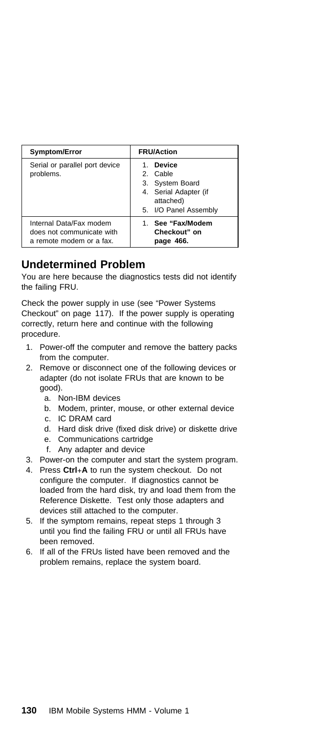| Symptom/Error | FRU/Action |
| --- | --- |
| Serial or parallel port device problems. | 1. **Device**<br>2. Cable<br>3. System Board<br>4. Serial Adapter (if attached)<br>5. I/O Panel Assembly |
| Internal Data/Fax modem does not communicate with a remote modem or a fax. | 1. **See "Fax/Modem Checkout" on page 466.** |

## Undetermined Problem

You are here because the diagnostics tests did not identify the failing FRU.

Check the power supply in use (see "Power Systems Checkout" on page 117). If the power supply is operating correctly, return here and continue with the following procedure.

1. Power-off the computer and remove the battery packs from the computer.
2. Remove or disconnect one of the following devices or adapter (do not isolate FRUs that are known to be good).
   a. Non-IBM devices
   b. Modem, printer, mouse, or other external device
   c. IC DRAM card
   d. Hard disk drive (fixed disk drive) or diskette drive
   e. Communications cartridge
   f. Any adapter and device
3. Power-on the computer and start the system program.
4. Press **Ctrl**+**A** to run the system checkout. Do not configure the computer. If diagnostics cannot be loaded from the hard disk, try and load them from the Reference Diskette. Test only those adapters and devices still attached to the computer.
5. If the symptom remains, repeat steps 1 through 3 until you find the failing FRU or until all FRUs have been removed.
6. If all of the FRUs listed have been removed and the problem remains, replace the system board.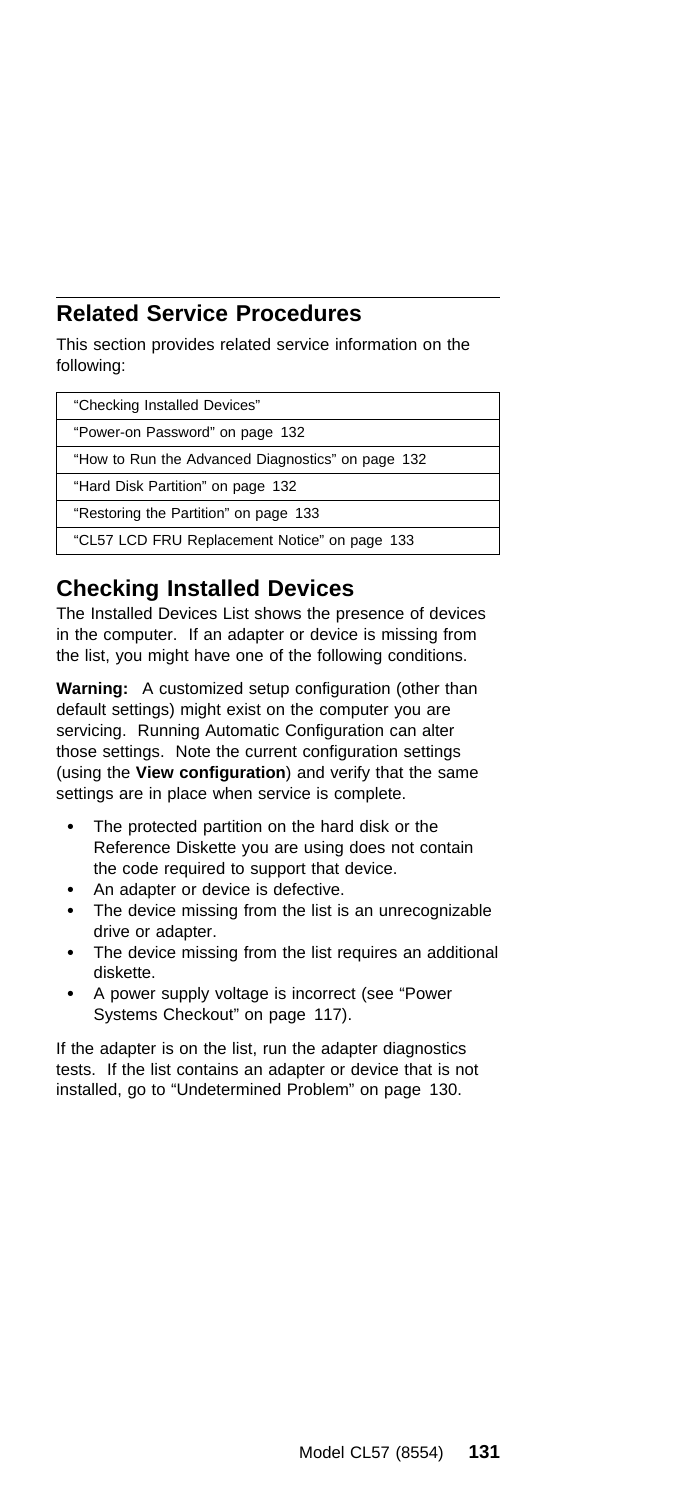## Related Service Procedures

This section provides related service information on the following:

| |
|---|
| "Checking Installed Devices" |
| "Power-on Password" on page 132 |
| "How to Run the Advanced Diagnostics" on page 132 |
| "Hard Disk Partition" on page 132 |
| "Restoring the Partition" on page 133 |
| "CL57 LCD FRU Replacement Notice" on page 133 |

## Checking Installed Devices

The Installed Devices List shows the presence of devices in the computer. If an adapter or device is missing from the list, you might have one of the following conditions.

**Warning:** A customized setup configuration (other than default settings) might exist on the computer you are servicing. Running Automatic Configuration can alter those settings. Note the current configuration settings (using the **View configuration**) and verify that the same settings are in place when service is complete.

- The protected partition on the hard disk or the Reference Diskette you are using does not contain the code required to support that device.
- An adapter or device is defective.
- The device missing from the list is an unrecognizable drive or adapter.
- The device missing from the list requires an additional diskette.
- A power supply voltage is incorrect (see "Power Systems Checkout" on page 117).

If the adapter is on the list, run the adapter diagnostics tests. If the list contains an adapter or device that is not installed, go to "Undetermined Problem" on page 130.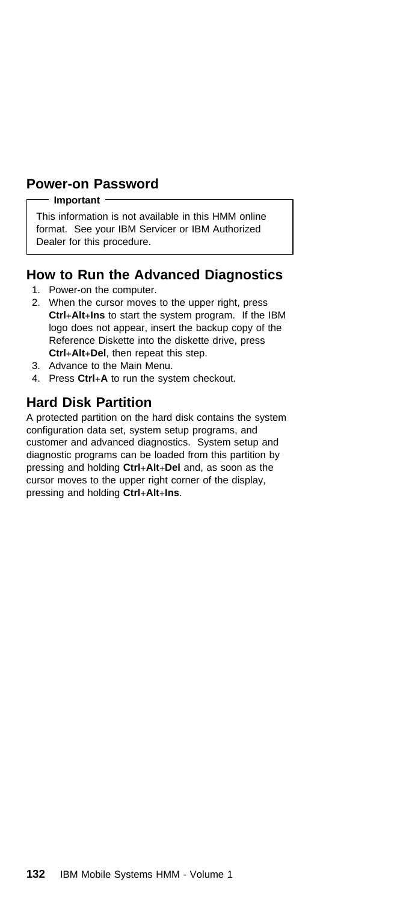## Power-on Password

**Important**

This information is not available in this HMM online format. See your IBM Servicer or IBM Authorized Dealer for this procedure.

## How to Run the Advanced Diagnostics

1. Power-on the computer.
2. When the cursor moves to the upper right, press **Ctrl**+**Alt**+**Ins** to start the system program. If the IBM logo does not appear, insert the backup copy of the Reference Diskette into the diskette drive, press **Ctrl**+**Alt**+**Del**, then repeat this step.
3. Advance to the Main Menu.
4. Press **Ctrl**+**A** to run the system checkout.

## Hard Disk Partition

A protected partition on the hard disk contains the system configuration data set, system setup programs, and customer and advanced diagnostics. System setup and diagnostic programs can be loaded from this partition by pressing and holding **Ctrl**+**Alt**+**Del** and, as soon as the cursor moves to the upper right corner of the display, pressing and holding **Ctrl**+**Alt**+**Ins**.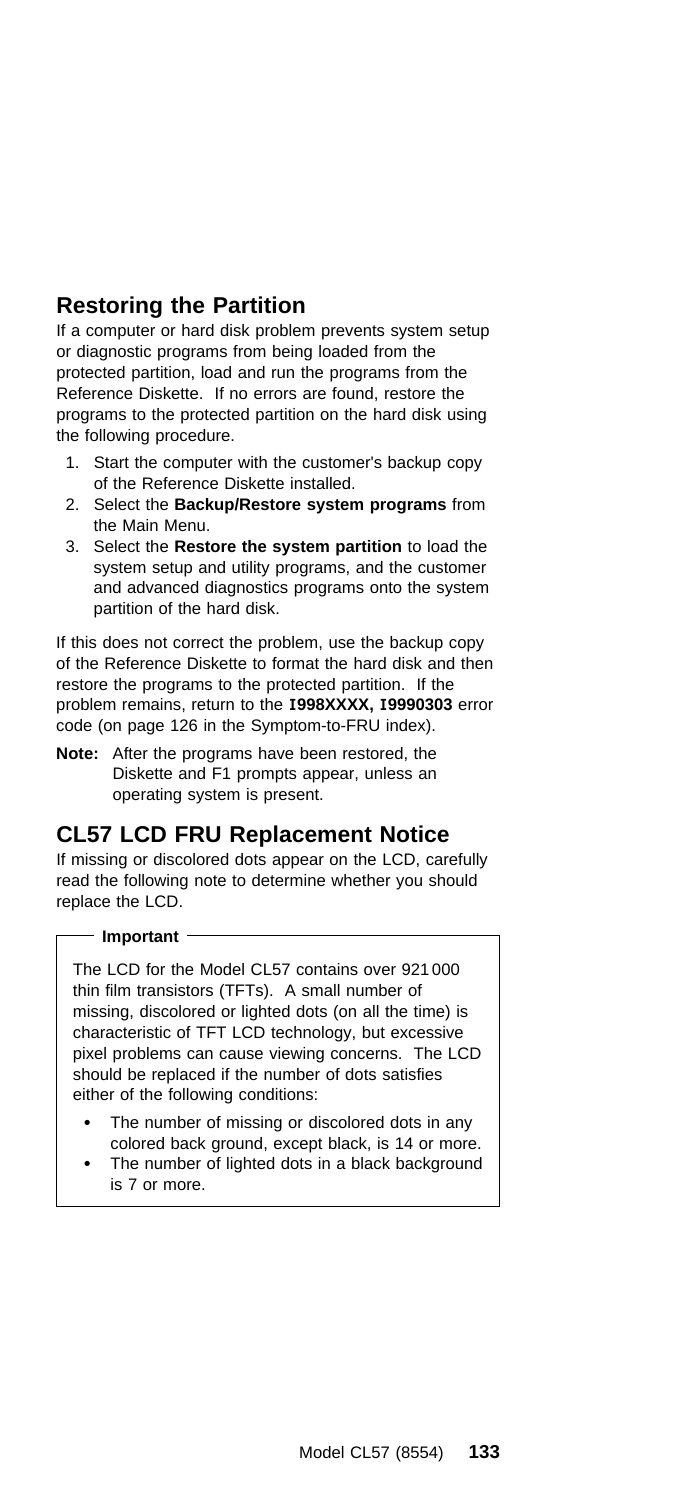## Restoring the Partition

If a computer or hard disk problem prevents system setup or diagnostic programs from being loaded from the protected partition, load and run the programs from the Reference Diskette. If no errors are found, restore the programs to the protected partition on the hard disk using the following procedure.

1. Start the computer with the customer's backup copy of the Reference Diskette installed.
2. Select the **Backup/Restore system programs** from the Main Menu.
3. Select the **Restore the system partition** to load the system setup and utility programs, and the customer and advanced diagnostics programs onto the system partition of the hard disk.

If this does not correct the problem, use the backup copy of the Reference Diskette to format the hard disk and then restore the programs to the protected partition. If the problem remains, return to the **I998XXXX, I9990303** error code (on page 126 in the Symptom-to-FRU index).

**Note:** After the programs have been restored, the Diskette and F1 prompts appear, unless an operating system is present.

## CL57 LCD FRU Replacement Notice

If missing or discolored dots appear on the LCD, carefully read the following note to determine whether you should replace the LCD.

**Important**

The LCD for the Model CL57 contains over 921 000 thin film transistors (TFTs). A small number of missing, discolored or lighted dots (on all the time) is characteristic of TFT LCD technology, but excessive pixel problems can cause viewing concerns. The LCD should be replaced if the number of dots satisfies either of the following conditions:

- The number of missing or discolored dots in any colored back ground, except black, is 14 or more.
- The number of lighted dots in a black background is 7 or more.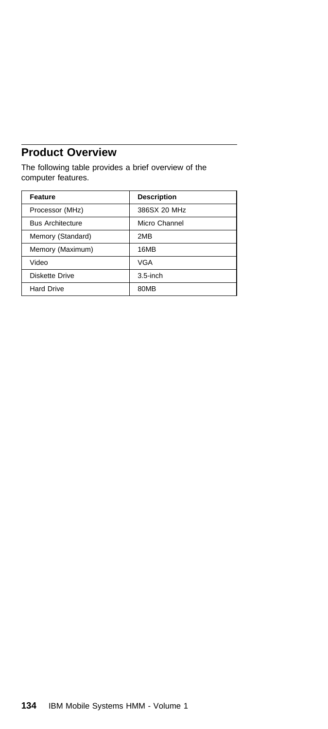## Product Overview

The following table provides a brief overview of the computer features.

| Feature | Description |
|---|---|
| Processor (MHz) | 386SX 20 MHz |
| Bus Architecture | Micro Channel |
| Memory (Standard) | 2MB |
| Memory (Maximum) | 16MB |
| Video | VGA |
| Diskette Drive | 3.5-inch |
| Hard Drive | 80MB |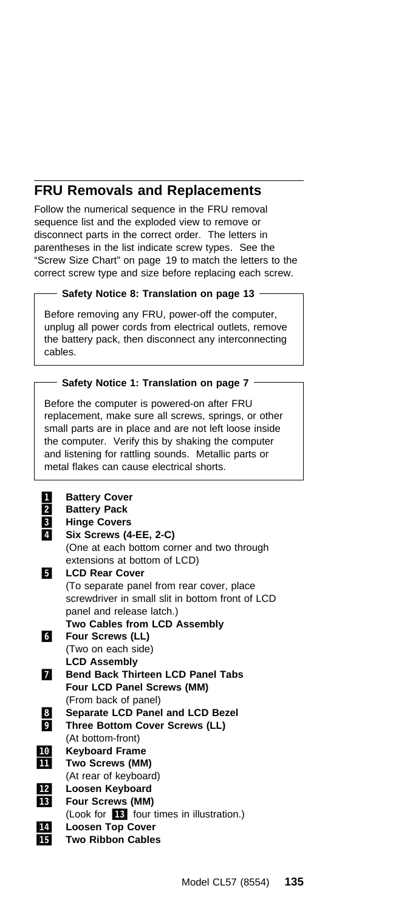## FRU Removals and Replacements

Follow the numerical sequence in the FRU removal sequence list and the exploded view to remove or disconnect parts in the correct order. The letters in parentheses in the list indicate screw types. See the "Screw Size Chart" on page 19 to match the letters to the correct screw type and size before replacing each screw.

**Safety Notice 8: Translation on page 13**

> Before removing any FRU, power-off the computer, unplug all power cords from electrical outlets, remove the battery pack, then disconnect any interconnecting cables.

**Safety Notice 1: Translation on page 7**

> Before the computer is powered-on after FRU replacement, make sure all screws, springs, or other small parts are in place and are not left loose inside the computer. Verify this by shaking the computer and listening for rattling sounds. Metallic parts or metal flakes can cause electrical shorts.

**1** **Battery Cover**
**2** **Battery Pack**
**3** **Hinge Covers**
**4** **Six Screws (4-EE, 2-C)**
(One at each bottom corner and two through extensions at bottom of LCD)
**5** **LCD Rear Cover**
(To separate panel from rear cover, place screwdriver in small slit in bottom front of LCD panel and release latch.)
**Two Cables from LCD Assembly**
**6** **Four Screws (LL)**
(Two on each side)
**LCD Assembly**
**7** **Bend Back Thirteen LCD Panel Tabs**
**Four LCD Panel Screws (MM)**
(From back of panel)
**8** **Separate LCD Panel and LCD Bezel**
**9** **Three Bottom Cover Screws (LL)**
(At bottom-front)
**10** **Keyboard Frame**
**11** **Two Screws (MM)**
(At rear of keyboard)
**12** **Loosen Keyboard**
**13** **Four Screws (MM)**
(Look for **13** four times in illustration.)
**14** **Loosen Top Cover**
**15** **Two Ribbon Cables**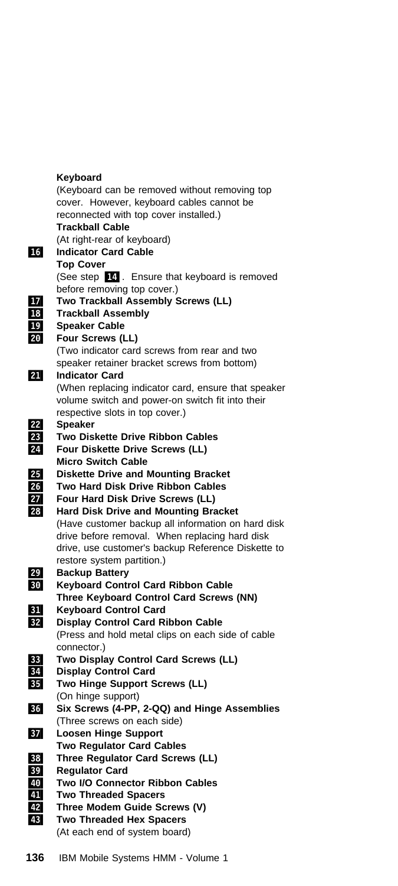**Keyboard**
(Keyboard can be removed without removing top cover. However, keyboard cables cannot be reconnected with top cover installed.)
**Trackball Cable**
(At right-rear of keyboard)

**16** **Indicator Card Cable**
**Top Cover**
(See step **14**. Ensure that keyboard is removed before removing top cover.)

**17** **Two Trackball Assembly Screws (LL)**

**18** **Trackball Assembly**

**19** **Speaker Cable**

**20** **Four Screws (LL)**
(Two indicator card screws from rear and two speaker retainer bracket screws from bottom)

**21** **Indicator Card**
(When replacing indicator card, ensure that speaker volume switch and power-on switch fit into their respective slots in top cover.)

**22** **Speaker**

**23** **Two Diskette Drive Ribbon Cables**

**24** **Four Diskette Drive Screws (LL)**
**Micro Switch Cable**

**25** **Diskette Drive and Mounting Bracket**

**26** **Two Hard Disk Drive Ribbon Cables**

**27** **Four Hard Disk Drive Screws (LL)**

**28** **Hard Disk Drive and Mounting Bracket**
(Have customer backup all information on hard disk drive before removal. When replacing hard disk drive, use customer's backup Reference Diskette to restore system partition.)

**29** **Backup Battery**

**30** **Keyboard Control Card Ribbon Cable**
**Three Keyboard Control Card Screws (NN)**

**31** **Keyboard Control Card**

**32** **Display Control Card Ribbon Cable**
(Press and hold metal clips on each side of cable connector.)

**33** **Two Display Control Card Screws (LL)**

**34** **Display Control Card**

**35** **Two Hinge Support Screws (LL)**
(On hinge support)

**36** **Six Screws (4-PP, 2-QQ) and Hinge Assemblies**
(Three screws on each side)

**37** **Loosen Hinge Support**
**Two Regulator Card Cables**

**38** **Three Regulator Card Screws (LL)**

**39** **Regulator Card**

**40** **Two I/O Connector Ribbon Cables**

**41** **Two Threaded Spacers**

**42** **Three Modem Guide Screws (V)**

**43** **Two Threaded Hex Spacers**
(At each end of system board)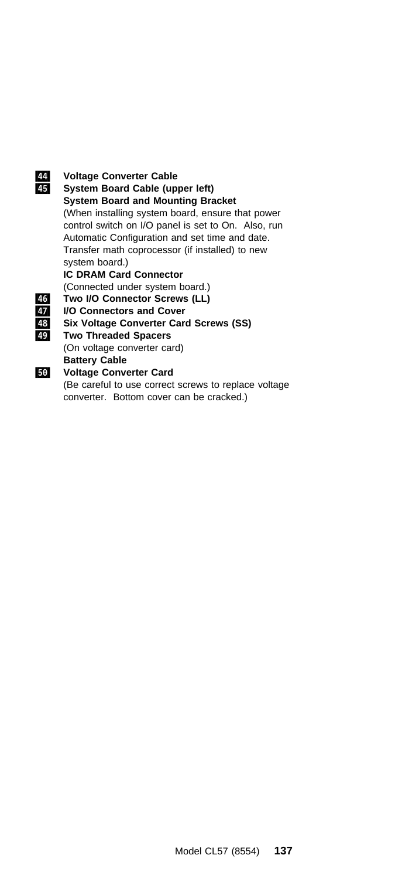**44** **Voltage Converter Cable**

**45** **System Board Cable (upper left)**

**System Board and Mounting Bracket**
(When installing system board, ensure that power control switch on I/O panel is set to On. Also, run Automatic Configuration and set time and date. Transfer math coprocessor (if installed) to new system board.)

**IC DRAM Card Connector**
(Connected under system board.)

**46** **Two I/O Connector Screws (LL)**

**47** **I/O Connectors and Cover**

**48** **Six Voltage Converter Card Screws (SS)**

**49** **Two Threaded Spacers**
(On voltage converter card)

**Battery Cable**

**50** **Voltage Converter Card**
(Be careful to use correct screws to replace voltage converter. Bottom cover can be cracked.)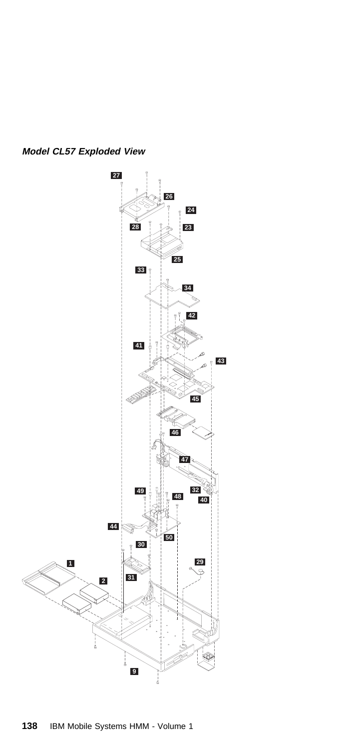**Model CL57 Exploded View**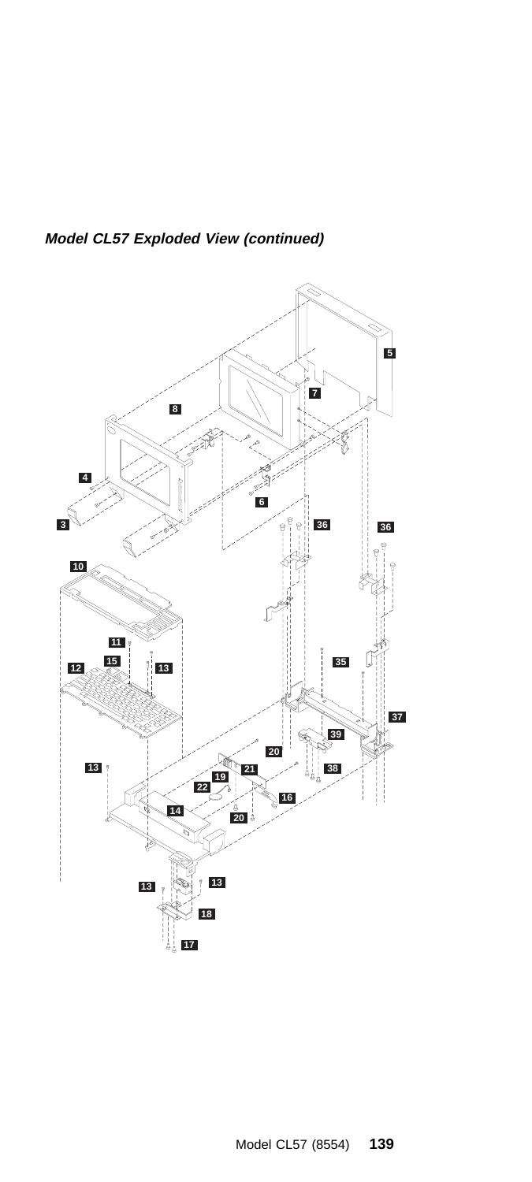***Model CL57 Exploded View (continued)***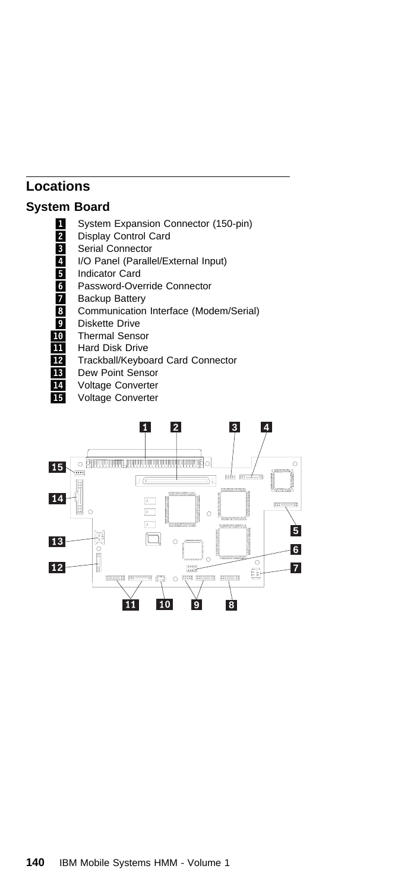## Locations

### System Board

1 System Expansion Connector (150-pin)
2 Display Control Card
3 Serial Connector
4 I/O Panel (Parallel/External Input)
5 Indicator Card
6 Password-Override Connector
7 Backup Battery
8 Communication Interface (Modem/Serial)
9 Diskette Drive
10 Thermal Sensor
11 Hard Disk Drive
12 Trackball/Keyboard Card Connector
13 Dew Point Sensor
14 Voltage Converter
15 Voltage Converter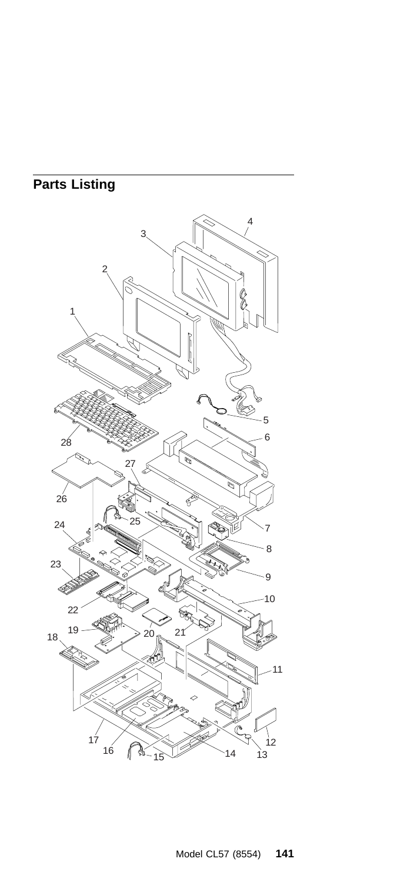## Parts Listing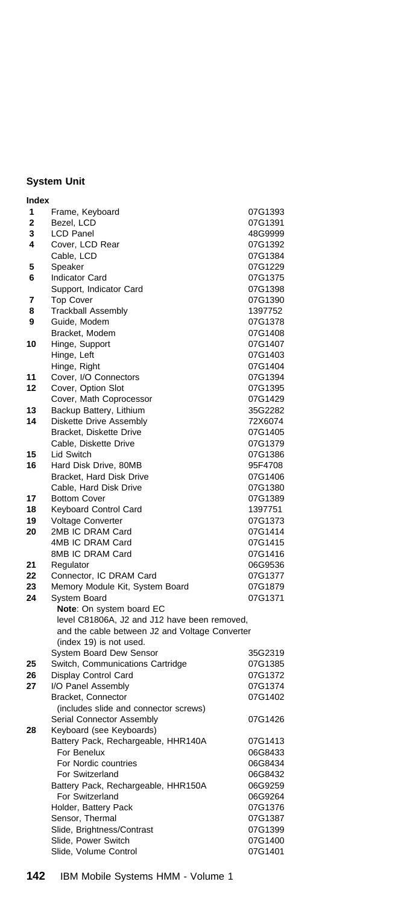## System Unit

| Index | | |
|---|---|---|
| 1 | Frame, Keyboard | 07G1393 |
| 2 | Bezel, LCD | 07G1391 |
| 3 | LCD Panel | 48G9999 |
| 4 | Cover, LCD Rear | 07G1392 |
| | Cable, LCD | 07G1384 |
| 5 | Speaker | 07G1229 |
| 6 | Indicator Card | 07G1375 |
| | Support, Indicator Card | 07G1398 |
| 7 | Top Cover | 07G1390 |
| 8 | Trackball Assembly | 1397752 |
| 9 | Guide, Modem | 07G1378 |
| | Bracket, Modem | 07G1408 |
| 10 | Hinge, Support | 07G1407 |
| | Hinge, Left | 07G1403 |
| | Hinge, Right | 07G1404 |
| 11 | Cover, I/O Connectors | 07G1394 |
| 12 | Cover, Option Slot | 07G1395 |
| | Cover, Math Coprocessor | 07G1429 |
| 13 | Backup Battery, Lithium | 35G2282 |
| 14 | Diskette Drive Assembly | 72X6074 |
| | Bracket, Diskette Drive | 07G1405 |
| | Cable, Diskette Drive | 07G1379 |
| 15 | Lid Switch | 07G1386 |
| 16 | Hard Disk Drive, 80MB | 95F4708 |
| | Bracket, Hard Disk Drive | 07G1406 |
| | Cable, Hard Disk Drive | 07G1380 |
| 17 | Bottom Cover | 07G1389 |
| 18 | Keyboard Control Card | 1397751 |
| 19 | Voltage Converter | 07G1373 |
| 20 | 2MB IC DRAM Card | 07G1414 |
| | 4MB IC DRAM Card | 07G1415 |
| | 8MB IC DRAM Card | 07G1416 |
| 21 | Regulator | 06G9536 |
| 22 | Connector, IC DRAM Card | 07G1377 |
| 23 | Memory Module Kit, System Board | 07G1879 |
| 24 | System Board | 07G1371 |
| | **Note**: On system board EC level C81806A, J2 and J12 have been removed, and the cable between J2 and Voltage Converter (index 19) is not used. | |
| | System Board Dew Sensor | 35G2319 |
| 25 | Switch, Communications Cartridge | 07G1385 |
| 26 | Display Control Card | 07G1372 |
| 27 | I/O Panel Assembly | 07G1374 |
| | Bracket, Connector (includes slide and connector screws) | 07G1402 |
| | Serial Connector Assembly | 07G1426 |
| 28 | Keyboard (see Keyboards) | |
| | Battery Pack, Rechargeable, HHR140A | 07G1413 |
| | For Benelux | 06G8433 |
| | For Nordic countries | 06G8434 |
| | For Switzerland | 06G8432 |
| | Battery Pack, Rechargeable, HHR150A | 06G9259 |
| | For Switzerland | 06G9264 |
| | Holder, Battery Pack | 07G1376 |
| | Sensor, Thermal | 07G1387 |
| | Slide, Brightness/Contrast | 07G1399 |
| | Slide, Power Switch | 07G1400 |
| | Slide, Volume Control | 07G1401 |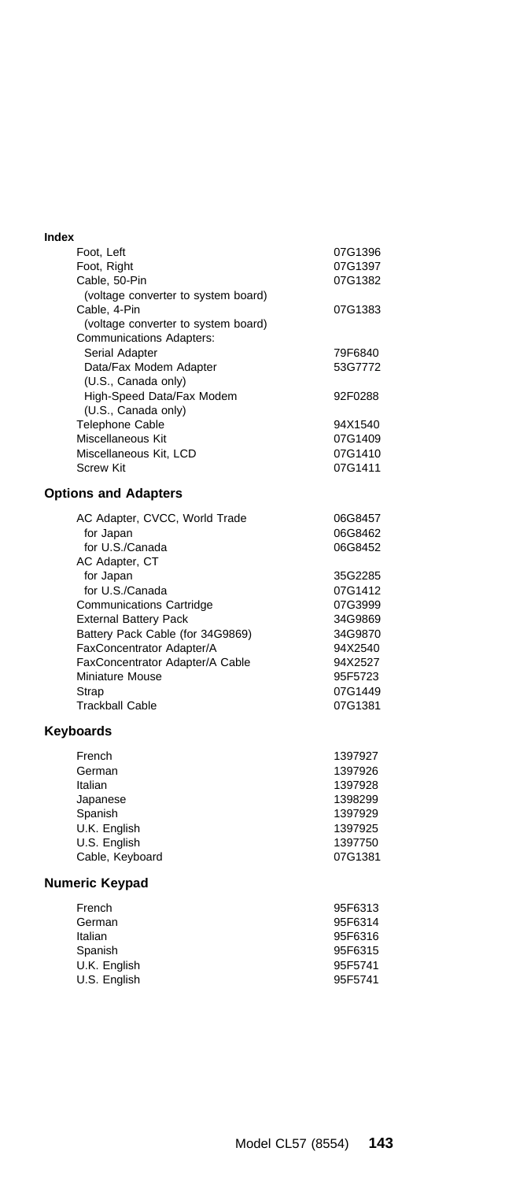| Index | |
|---|---|
| Foot, Left | 07G1396 |
| Foot, Right | 07G1397 |
| Cable, 50-Pin (voltage converter to system board) | 07G1382 |
| Cable, 4-Pin (voltage converter to system board) | 07G1383 |
| Communications Adapters: | |
| Serial Adapter | 79F6840 |
| Data/Fax Modem Adapter (U.S., Canada only) | 53G7772 |
| High-Speed Data/Fax Modem (U.S., Canada only) | 92F0288 |
| Telephone Cable | 94X1540 |
| Miscellaneous Kit | 07G1409 |
| Miscellaneous Kit, LCD | 07G1410 |
| Screw Kit | 07G1411 |

## Options and Adapters

| | |
|---|---|
| AC Adapter, CVCC, World Trade | 06G8457 |
| for Japan | 06G8462 |
| for U.S./Canada | 06G8452 |
| AC Adapter, CT | |
| for Japan | 35G2285 |
| for U.S./Canada | 07G1412 |
| Communications Cartridge | 07G3999 |
| External Battery Pack | 34G9869 |
| Battery Pack Cable (for 34G9869) | 34G9870 |
| FaxConcentrator Adapter/A | 94X2540 |
| FaxConcentrator Adapter/A Cable | 94X2527 |
| Miniature Mouse | 95F5723 |
| Strap | 07G1449 |
| Trackball Cable | 07G1381 |

## Keyboards

| | |
|---|---|
| French | 1397927 |
| German | 1397926 |
| Italian | 1397928 |
| Japanese | 1398299 |
| Spanish | 1397929 |
| U.K. English | 1397925 |
| U.S. English | 1397750 |
| Cable, Keyboard | 07G1381 |

## Numeric Keypad

| | |
|---|---|
| French | 95F6313 |
| German | 95F6314 |
| Italian | 95F6316 |
| Spanish | 95F6315 |
| U.K. English | 95F5741 |
| U.S. English | 95F5741 |